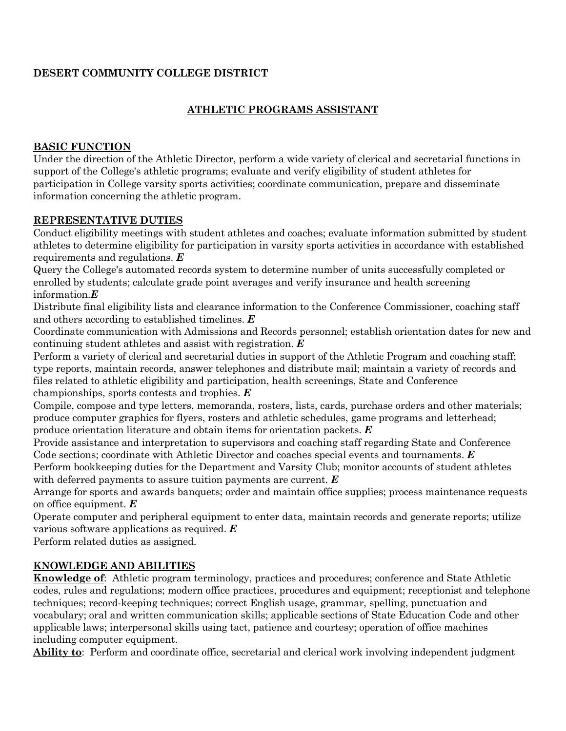**DESERT COMMUNITY COLLEGE DISTRICT**

## ATHLETIC PROGRAMS ASSISTANT

### BASIC FUNCTION

Under the direction of the Athletic Director, perform a wide variety of clerical and secretarial functions in support of the College's athletic programs; evaluate and verify eligibility of student athletes for participation in College varsity sports activities; coordinate communication, prepare and disseminate information concerning the athletic program.

### REPRESENTATIVE DUTIES

Conduct eligibility meetings with student athletes and coaches; evaluate information submitted by student athletes to determine eligibility for participation in varsity sports activities in accordance with established requirements and regulations. ***E***

Query the College's automated records system to determine number of units successfully completed or enrolled by students; calculate grade point averages and verify insurance and health screening information.***E***

Distribute final eligibility lists and clearance information to the Conference Commissioner, coaching staff and others according to established timelines. ***E***

Coordinate communication with Admissions and Records personnel; establish orientation dates for new and continuing student athletes and assist with registration. ***E***

Perform a variety of clerical and secretarial duties in support of the Athletic Program and coaching staff; type reports, maintain records, answer telephones and distribute mail; maintain a variety of records and files related to athletic eligibility and participation, health screenings, State and Conference championships, sports contests and trophies. ***E***

Compile, compose and type letters, memoranda, rosters, lists, cards, purchase orders and other materials; produce computer graphics for flyers, rosters and athletic schedules, game programs and letterhead; produce orientation literature and obtain items for orientation packets. ***E***

Provide assistance and interpretation to supervisors and coaching staff regarding State and Conference Code sections; coordinate with Athletic Director and coaches special events and tournaments. ***E***

Perform bookkeeping duties for the Department and Varsity Club; monitor accounts of student athletes with deferred payments to assure tuition payments are current. ***E***

Arrange for sports and awards banquets; order and maintain office supplies; process maintenance requests on office equipment. ***E***

Operate computer and peripheral equipment to enter data, maintain records and generate reports; utilize various software applications as required. ***E***

Perform related duties as assigned.

### KNOWLEDGE AND ABILITIES

**Knowledge of**: Athletic program terminology, practices and procedures; conference and State Athletic codes, rules and regulations; modern office practices, procedures and equipment; receptionist and telephone techniques; record-keeping techniques; correct English usage, grammar, spelling, punctuation and vocabulary; oral and written communication skills; applicable sections of State Education Code and other applicable laws; interpersonal skills using tact, patience and courtesy; operation of office machines including computer equipment.

**Ability to**: Perform and coordinate office, secretarial and clerical work involving independent judgment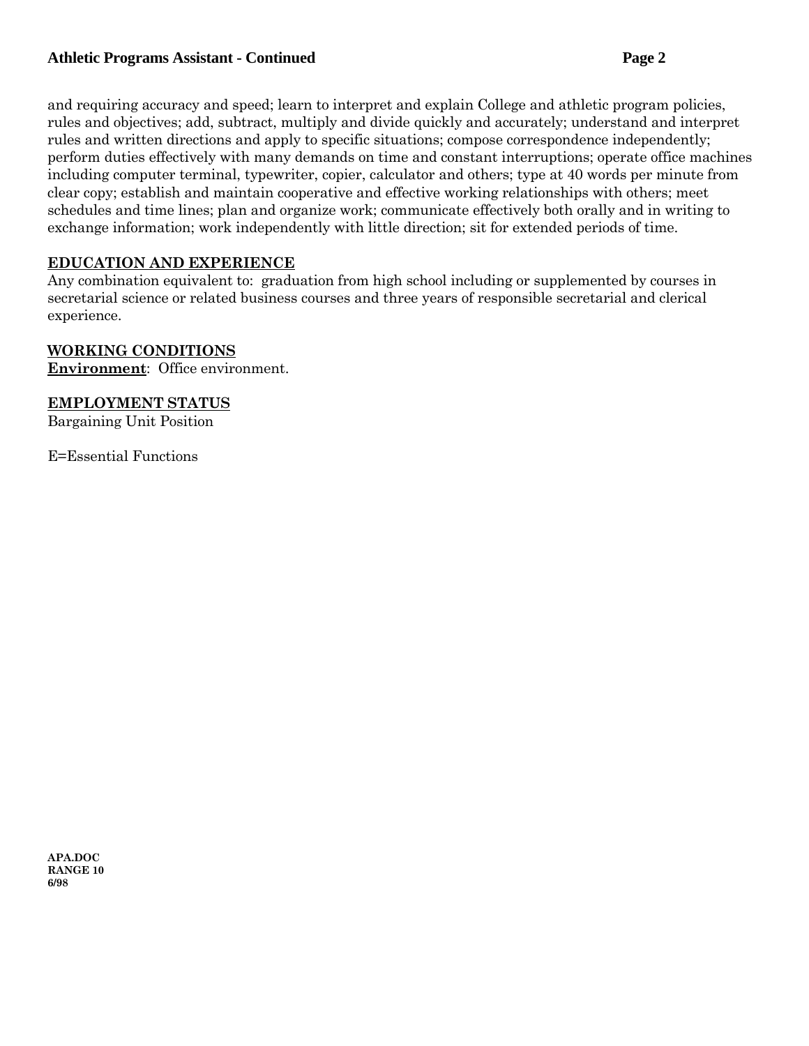and requiring accuracy and speed; learn to interpret and explain College and athletic program policies, rules and objectives; add, subtract, multiply and divide quickly and accurately; understand and interpret rules and written directions and apply to specific situations; compose correspondence independently; perform duties effectively with many demands on time and constant interruptions; operate office machines including computer terminal, typewriter, copier, calculator and others; type at 40 words per minute from clear copy; establish and maintain cooperative and effective working relationships with others; meet schedules and time lines; plan and organize work; communicate effectively both orally and in writing to exchange information; work independently with little direction; sit for extended periods of time.

## EDUCATION AND EXPERIENCE

Any combination equivalent to: graduation from high school including or supplemented by courses in secretarial science or related business courses and three years of responsible secretarial and clerical experience.

## WORKING CONDITIONS

**Environment**: Office environment.

## EMPLOYMENT STATUS

Bargaining Unit Position

E=Essential Functions

**APA.DOC**
**RANGE 10**
**6/98**